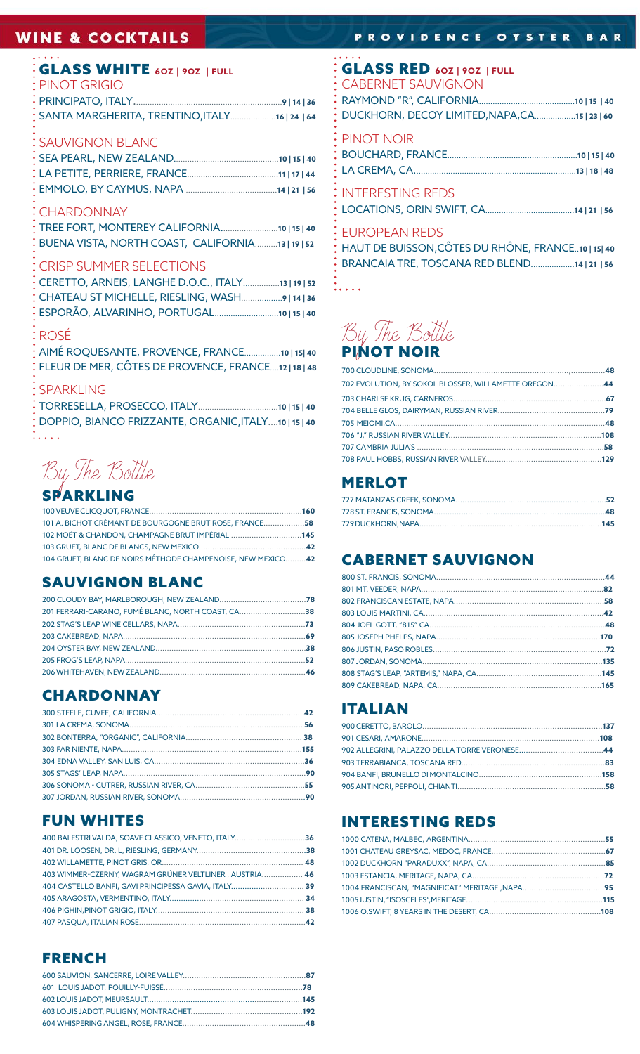# WINE & COCKTAILS

## GLASS WHITE 6OZ | 9OZ | FULL

### PINOT GRIGIO

PRINCIPATO, ITALY....9 | 14 | 36
SANTA MARGHERITA, TRENTINO, ITALY....16 | 24 | 64

### SAUVIGNON BLANC

SEA PEARL, NEW ZEALAND....10 | 15 | 40
LA PETITE, PERRIERE, FRANCE....11 | 17 | 44
EMMOLO, BY CAYMUS, NAPA....14 | 21 | 56

### CHARDONNAY

TREE FORT, MONTEREY CALIFORNIA....10 | 15 | 40
BUENA VISTA, NORTH COAST, CALIFORNIA....13 | 19 | 52

### CRISP SUMMER SELECTIONS

CERETTO, ARNEIS, LANGHE D.O.C., ITALY....13 | 19 | 52
CHATEAU ST MICHELLE, RIESLING, WASH....9 | 14 | 36
ESPORÃO, ALVARINHO, PORTUGAL....10 | 15 | 40

### ROSÉ

AIMÉ ROQUESANTE, PROVENCE, FRANCE....10 | 15 | 40
FLEUR DE MER, CÔTES DE PROVENCE, FRANCE....12 | 18 | 48

### SPARKLING

TORRESELLA, PROSECCO, ITALY....10 | 15 | 40
DOPPIO, BIANCO FRIZZANTE, ORGANIC, ITALY....10 | 15 | 40

*By The Bottle*

## SPARKLING

100 VEUVE CLICQUOT, FRANCE....160
101 A. BICHOT CRÉMANT DE BOURGOGNE BRUT ROSE, FRANCE....58
102 MOËT & CHANDON, CHAMPAGNE BRUT IMPÉRIAL....145
103 GRUET, BLANC DE BLANCS, NEW MEXICO....42
104 GRUET, BLANC DE NOIRS MÉTHODE CHAMPENOISE, NEW MEXICO....42

## SAUVIGNON BLANC

200 CLOUDY BAY, MARLBOROUGH, NEW ZEALAND....78
201 FERRARI-CARANO, FUMÉ BLANC, NORTH COAST, CA....38
202 STAG'S LEAP WINE CELLARS, NAPA....73
203 CAKEBREAD, NAPA....69
204 OYSTER BAY, NEW ZEALAND....38
205 FROG'S LEAP, NAPA....52
206 WHITEHAVEN, NEW ZEALAND....46

## CHARDONNAY

300 STEELE, CUVEE, CALIFORNIA....42
301 LA CREMA, SONOMA....56
302 BONTERRA, "ORGANIC", CALIFORNIA....38
303 FAR NIENTE, NAPA....155
304 EDNA VALLEY, SAN LUIS, CA....36
305 STAGS' LEAP, NAPA....90
306 SONOMA - CUTRER, RUSSIAN RIVER, CA....55
307 JORDAN, RUSSIAN RIVER, SONOMA....90

## FUN WHITES

400 BALESTRI VALDA, SOAVE CLASSICO, VENETO, ITALY....36
401 DR. LOOSEN, DR. L, RIESLING, GERMANY....38
402 WILLAMETTE, PINOT GRIS, OR....48
403 WIMMER-CZERNY, WAGRAM GRÜNER VELTLINER, AUSTRIA....46
404 CASTELLO BANFI, GAVI PRINCIPESSA GAVIA, ITALY....39
405 ARAGOSTA, VERMENTINO, ITALY....34
406 PIGHIN, PINOT GRIGIO, ITALY....38
407 PASQUA, ITALIAN ROSE....42

## FRENCH

600 SAUVION, SANCERRE, LOIRE VALLEY....87
601 LOUIS JADOT, POUILLY-FUISSÉ....78
602 LOUIS JADOT, MEURSAULT....145
603 LOUIS JADOT, PULIGNY, MONTRACHET....192
604 WHISPERING ANGEL, ROSE, FRANCE....48

## GLASS RED 6OZ | 9OZ | FULL

### CABERNET SAUVIGNON

RAYMOND "R", CALIFORNIA....10 | 15 | 40
DUCKHORN, DECOY LIMITED, NAPA, CA....15 | 23 | 60

### PINOT NOIR

BOUCHARD, FRANCE....10 | 15 | 40
LA CREMA, CA....13 | 18 | 48

### INTERESTING REDS

LOCATIONS, ORIN SWIFT, CA....14 | 21 | 56

### EUROPEAN REDS

HAUT DE BUISSON, CÔTES DU RHÔNE, FRANCE....10 | 15 | 40
BRANCAIA TRE, TOSCANA RED BLEND....14 | 21 | 56

*By The Bottle*

## PINOT NOIR

700 CLOUDLINE, SONOMA....48
702 EVOLUTION, BY SOKOL BLOSSER, WILLAMETTE OREGON....44
703 CHARLSE KRUG, CARNEROS....67
704 BELLE GLOS, DAIRYMAN, RUSSIAN RIVER....79
705 MEIOMI, CA....48
706 "J," RUSSIAN RIVER VALLEY....108
707 CAMBRIA JULIA'S....58
708 PAUL HOBBS, RUSSIAN RIVER VALLEY....129

## MERLOT

727 MATANZAS CREEK, SONOMA....52
728 ST. FRANCIS, SONOMA....48
729 DUCKHORN, NAPA....145

## CABERNET SAUVIGNON

800 ST. FRANCIS, SONOMA....44
801 MT. VEEDER, NAPA....82
802 FRANCISCAN ESTATE, NAPA....58
803 LOUIS MARTINI, CA....42
804 JOEL GOTT, "815" CA....48
805 JOSEPH PHELPS, NAPA....170
806 JUSTIN, PASO ROBLES....72
807 JORDAN, SONOMA....135
808 STAG'S LEAP, "ARTEMIS," NAPA, CA....145
809 CAKEBREAD, NAPA, CA....165

## ITALIAN

900 CERETTO, BAROLO....137
901 CESARI, AMARONE....108
902 ALLEGRINI, PALAZZO DELLA TORRE VERONESE....44
903 TERRABIANCA, TOSCANA RED....83
904 BANFI, BRUNELLO DI MONTALCINO....158
905 ANTINORI, PEPPOLI, CHIANTI....58

## INTERESTING REDS

1000 CATENA, MALBEC, ARGENTINA....55
1001 CHATEAU GREYSAC, MEDOC, FRANCE....67
1002 DUCKHORN "PARADUXX", NAPA, CA....85
1003 ESTANCIA, MERITAGE, NAPA, CA....72
1004 FRANCISCAN, "MAGNIFICAT" MERITAGE, NAPA....95
1005 JUSTIN, "ISOSCELES", MERITAGE....115
1006 O.SWIFT, 8 YEARS IN THE DESERT, CA....108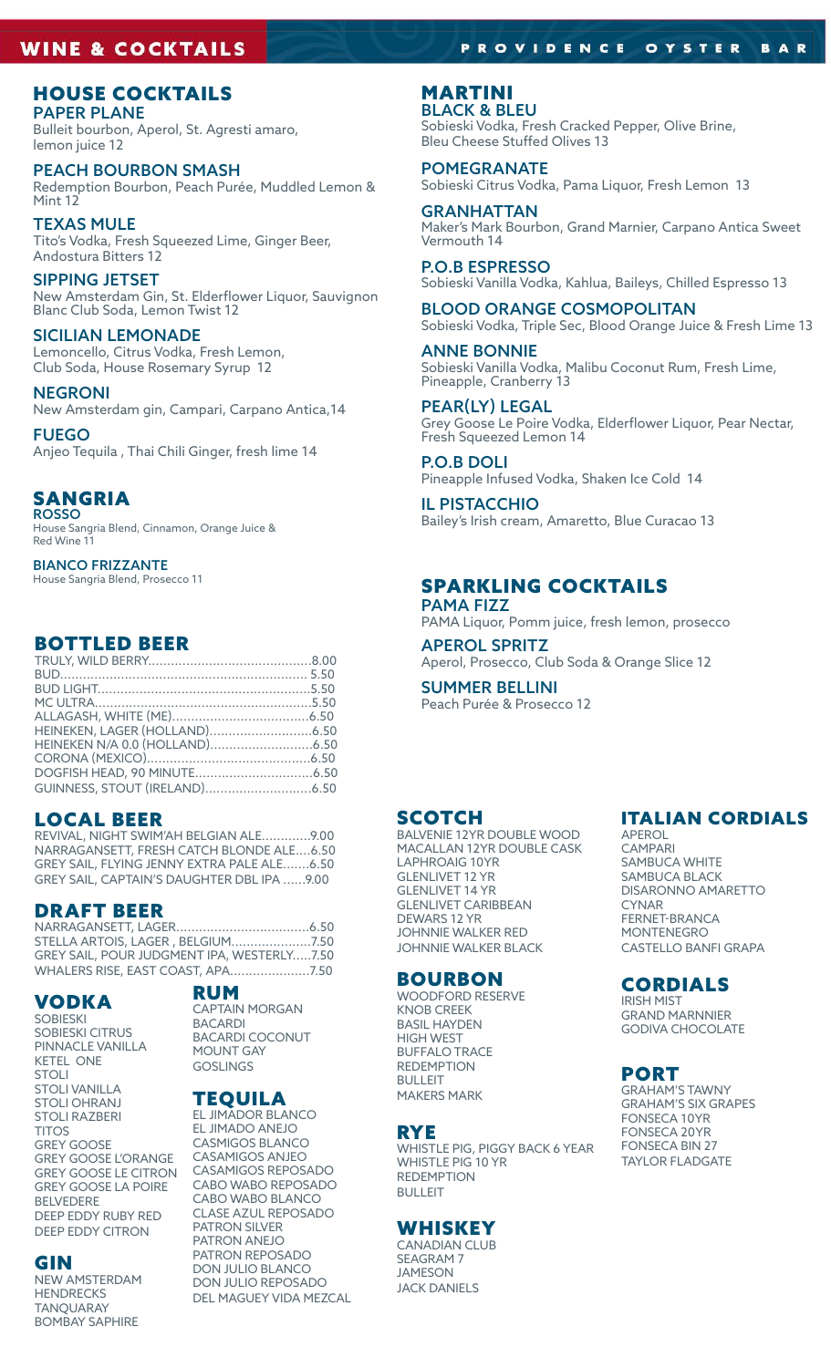# WINE & COCKTAILS

PROVIDENCE OYSTER BAR

## HOUSE COCKTAILS

### PAPER PLANE
Bulleit bourbon, Aperol, St. Agresti amaro, lemon juice 12

### PEACH BOURBON SMASH
Redemption Bourbon, Peach Purée, Muddled Lemon & Mint 12

### TEXAS MULE
Tito's Vodka, Fresh Squeezed Lime, Ginger Beer, Andostura Bitters 12

### SIPPING JETSET
New Amsterdam Gin, St. Elderflower Liquor, Sauvignon Blanc Club Soda, Lemon Twist 12

### SICILIAN LEMONADE
Lemoncello, Citrus Vodka, Fresh Lemon, Club Soda, House Rosemary Syrup 12

### NEGRONI
New Amsterdam gin, Campari, Carpano Antica,14

### FUEGO
Anjeo Tequila , Thai Chili Ginger, fresh lime 14

## SANGRIA

### ROSSO
House Sangria Blend, Cinnamon, Orange Juice & Red Wine 11

### BIANCO FRIZZANTE
House Sangria Blend, Prosecco 11

## BOTTLED BEER

| | |
|---|---|
| TRULY, WILD BERRY | 8.00 |
| BUD | 5.50 |
| BUD LIGHT | 5.50 |
| MC ULTRA | 5.50 |
| ALLAGASH, WHITE (ME) | 6.50 |
| HEINEKEN, LAGER (HOLLAND) | 6.50 |
| HEINEKEN N/A 0.0 (HOLLAND) | 6.50 |
| CORONA (MEXICO) | 6.50 |
| DOGFISH HEAD, 90 MINUTE | 6.50 |
| GUINNESS, STOUT (IRELAND) | 6.50 |

## LOCAL BEER

| | |
|---|---|
| REVIVAL, NIGHT SWIM'AH BELGIAN ALE | 9.00 |
| NARRAGANSETT, FRESH CATCH BLONDE ALE | 6.50 |
| GREY SAIL, FLYING JENNY EXTRA PALE ALE | 6.50 |
| GREY SAIL, CAPTAIN'S DAUGHTER DBL IPA | 9.00 |

## DRAFT BEER

| | |
|---|---|
| NARRAGANSETT, LAGER | 6.50 |
| STELLA ARTOIS, LAGER , BELGIUM | 7.50 |
| GREY SAIL, POUR JUDGMENT IPA, WESTERLY | 7.50 |
| WHALERS RISE, EAST COAST, APA | 7.50 |

## VODKA
SOBIESKI
SOBIESKI CITRUS
PINNACLE VANILLA
KETEL ONE
STOLI
STOLI VANILLA
STOLI OHRANJ
STOLI RAZBERI
TITOS
GREY GOOSE
GREY GOOSE L'ORANGE
GREY GOOSE LE CITRON
GREY GOOSE LA POIRE
BELVEDERE
DEEP EDDY RUBY RED
DEEP EDDY CITRON

## GIN
NEW AMSTERDAM
HENDRECKS
TANQUARAY
BOMBAY SAPHIRE

## RUM
CAPTAIN MORGAN
BACARDI
BACARDI COCONUT
MOUNT GAY
GOSLINGS

## TEQUILA
EL JIMADOR BLANCO
EL JIMADO ANEJO
CASMIGOS BLANCO
CASAMIGOS ANJEO
CASAMIGOS REPOSADO
CABO WABO REPOSADO
CABO WABO BLANCO
CLASE AZUL REPOSADO
PATRON SILVER
PATRON ANEJO
PATRON REPOSADO
DON JULIO BLANCO
DON JULIO REPOSADO
DEL MAGUEY VIDA MEZCAL

## MARTINI

### BLACK & BLEU
Sobieski Vodka, Fresh Cracked Pepper, Olive Brine, Bleu Cheese Stuffed Olives 13

### POMEGRANATE
Sobieski Citrus Vodka, Pama Liquor, Fresh Lemon 13

### GRANHATTAN
Maker's Mark Bourbon, Grand Marnier, Carpano Antica Sweet Vermouth 14

### P.O.B ESPRESSO
Sobieski Vanilla Vodka, Kahlua, Baileys, Chilled Espresso 13

### BLOOD ORANGE COSMOPOLITAN
Sobieski Vodka, Triple Sec, Blood Orange Juice & Fresh Lime 13

### ANNE BONNIE
Sobieski Vanilla Vodka, Malibu Coconut Rum, Fresh Lime, Pineapple, Cranberry 13

### PEAR(LY) LEGAL
Grey Goose Le Poire Vodka, Elderflower Liquor, Pear Nectar, Fresh Squeezed Lemon 14

### P.O.B DOLI
Pineapple Infused Vodka, Shaken Ice Cold 14

### IL PISTACCHIO
Bailey's Irish cream, Amaretto, Blue Curacao 13

## SPARKLING COCKTAILS

### PAMA FIZZ
PAMA Liquor, Pomm juice, fresh lemon, prosecco

### APEROL SPRITZ
Aperol, Prosecco, Club Soda & Orange Slice 12

### SUMMER BELLINI
Peach Purée & Prosecco 12

## SCOTCH
BALVENIE 12YR DOUBLE WOOD
MACALLAN 12YR DOUBLE CASK
LAPHROAIG 10YR
GLENLIVET 12 YR
GLENLIVET 14 YR
GLENLIVET CARIBBEAN
DEWARS 12 YR
JOHNNIE WALKER RED
JOHNNIE WALKER BLACK

## BOURBON
WOODFORD RESERVE
KNOB CREEK
BASIL HAYDEN
HIGH WEST
BUFFALO TRACE
REDEMPTION
BULLEIT
MAKERS MARK

## RYE
WHISTLE PIG, PIGGY BACK 6 YEAR
WHISTLE PIG 10 YR
REDEMPTION
BULLEIT

## WHISKEY
CANADIAN CLUB
SEAGRAM 7
JAMESON
JACK DANIELS

## ITALIAN CORDIALS
APEROL
CAMPARI
SAMBUCA WHITE
SAMBUCA BLACK
DISARONNO AMARETTO
CYNAR
FERNET-BRANCA
MONTENEGRO
CASTELLO BANFI GRAPA

## CORDIALS
IRISH MIST
GRAND MARNNIER
GODIVA CHOCOLATE

## PORT
GRAHAM'S TAWNY
GRAHAM'S SIX GRAPES
FONSECA 10YR
FONSECA 20YR
FONSECA BIN 27
TAYLOR FLADGATE